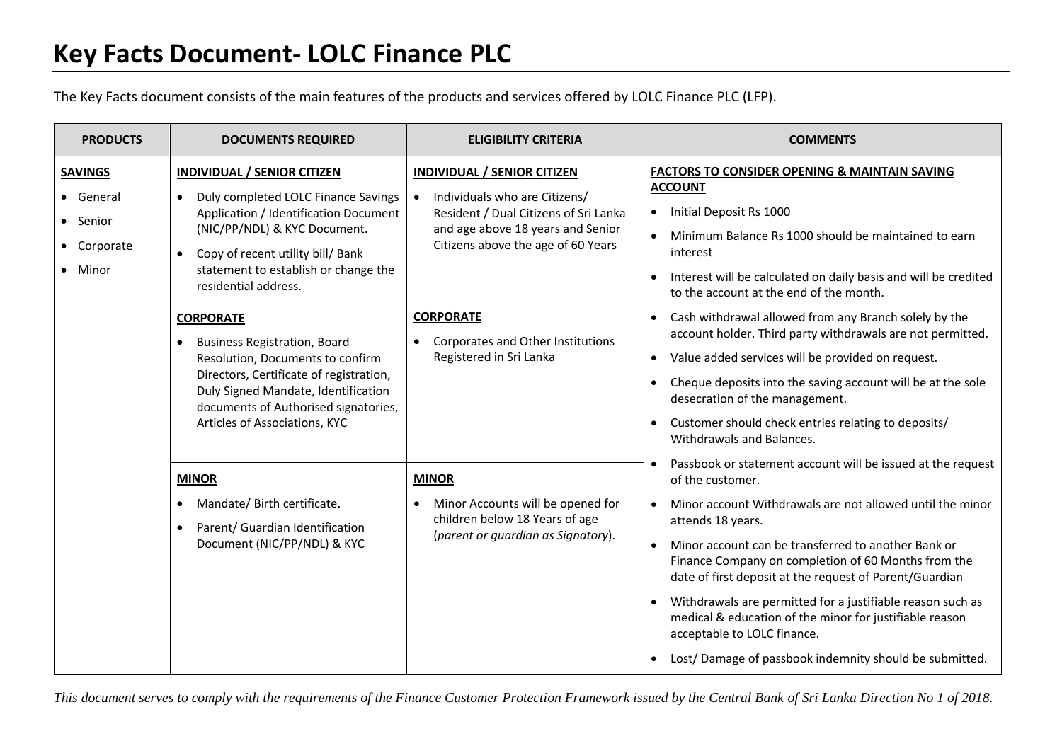# Key Facts Document- LOLC Finance PLC

The Key Facts document consists of the main features of the products and services offered by LOLC Finance PLC (LFP).

| PRODUCTS | DOCUMENTS REQUIRED | ELIGIBILITY CRITERIA | COMMENTS |
|---|---|---|---|
| **SAVINGS**<br>• General<br>• Senior<br>• Corporate<br>• Minor | **INDIVIDUAL / SENIOR CITIZEN**<br>• Duly completed LOLC Finance Savings Application / Identification Document (NIC/PP/NDL) & KYC Document.<br>• Copy of recent utility bill/ Bank statement to establish or change the residential address.<br><br>**CORPORATE**<br>• Business Registration, Board Resolution, Documents to confirm Directors, Certificate of registration, Duly Signed Mandate, Identification documents of Authorised signatories, Articles of Associations, KYC<br><br>**MINOR**<br>• Mandate/ Birth certificate.<br>• Parent/ Guardian Identification Document (NIC/PP/NDL) & KYC | **INDIVIDUAL / SENIOR CITIZEN**<br>• Individuals who are Citizens/ Resident / Dual Citizens of Sri Lanka and age above 18 years and Senior Citizens above the age of 60 Years<br><br>**CORPORATE**<br>• Corporates and Other Institutions Registered in Sri Lanka<br><br>**MINOR**<br>• Minor Accounts will be opened for children below 18 Years of age (*parent or guardian as Signatory*). | **FACTORS TO CONSIDER OPENING & MAINTAIN SAVING ACCOUNT**<br>• Initial Deposit Rs 1000<br>• Minimum Balance Rs 1000 should be maintained to earn interest<br>• Interest will be calculated on daily basis and will be credited to the account at the end of the month.<br>• Cash withdrawal allowed from any Branch solely by the account holder. Third party withdrawals are not permitted.<br>• Value added services will be provided on request.<br>• Cheque deposits into the saving account will be at the sole desecration of the management.<br>• Customer should check entries relating to deposits/ Withdrawals and Balances.<br>• Passbook or statement account will be issued at the request of the customer.<br>• Minor account Withdrawals are not allowed until the minor attends 18 years.<br>• Minor account can be transferred to another Bank or Finance Company on completion of 60 Months from the date of first deposit at the request of Parent/Guardian<br>• Withdrawals are permitted for a justifiable reason such as medical & education of the minor for justifiable reason acceptable to LOLC finance.<br>• Lost/ Damage of passbook indemnity should be submitted. |

*This document serves to comply with the requirements of the Finance Customer Protection Framework issued by the Central Bank of Sri Lanka Direction No 1 of 2018.*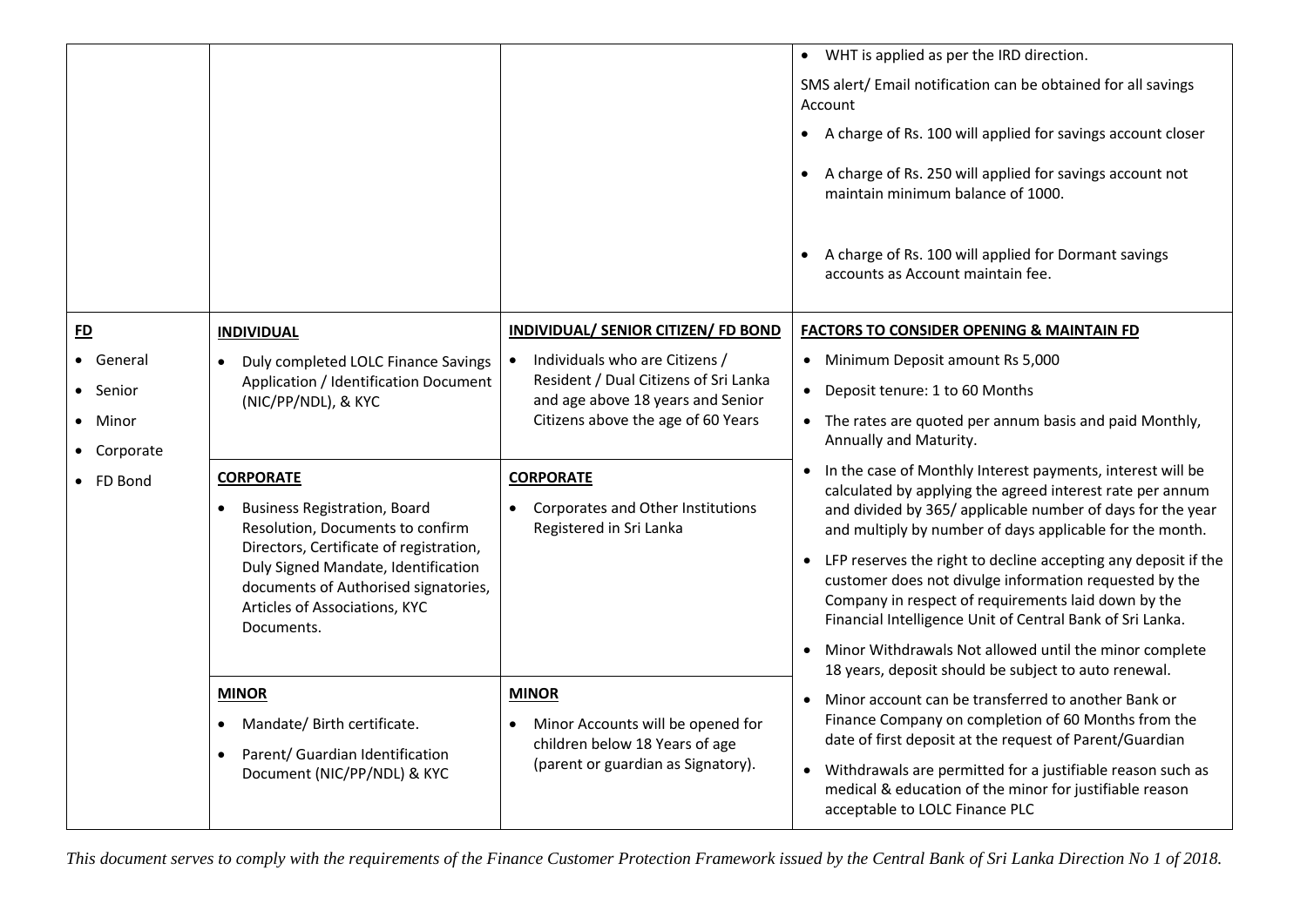| | | | |
|---|---|---|---|
| | | | • WHT is applied as per the IRD direction.<br><br>SMS alert/ Email notification can be obtained for all savings Account<br><br>• A charge of Rs. 100 will applied for savings account closer<br><br>• A charge of Rs. 250 will applied for savings account not maintain minimum balance of 1000.<br><br>• A charge of Rs. 100 will applied for Dormant savings accounts as Account maintain fee. |
| **FD**<br><br>• General<br>• Senior<br>• Minor<br>• Corporate<br>• FD Bond | **INDIVIDUAL**<br><br>• Duly completed LOLC Finance Savings Application / Identification Document (NIC/PP/NDL), & KYC<br><br>**CORPORATE**<br><br>• Business Registration, Board Resolution, Documents to confirm Directors, Certificate of registration, Duly Signed Mandate, Identification documents of Authorised signatories, Articles of Associations, KYC Documents.<br><br>**MINOR**<br><br>• Mandate/ Birth certificate.<br>• Parent/ Guardian Identification Document (NIC/PP/NDL) & KYC | **INDIVIDUAL/ SENIOR CITIZEN/ FD BOND**<br><br>• Individuals who are Citizens / Resident / Dual Citizens of Sri Lanka and age above 18 years and Senior Citizens above the age of 60 Years<br><br>**CORPORATE**<br><br>• Corporates and Other Institutions Registered in Sri Lanka<br><br>**MINOR**<br><br>• Minor Accounts will be opened for children below 18 Years of age (parent or guardian as Signatory). | **FACTORS TO CONSIDER OPENING & MAINTAIN FD**<br><br>• Minimum Deposit amount Rs 5,000<br>• Deposit tenure: 1 to 60 Months<br>• The rates are quoted per annum basis and paid Monthly, Annually and Maturity.<br>• In the case of Monthly Interest payments, interest will be calculated by applying the agreed interest rate per annum and divided by 365/ applicable number of days for the year and multiply by number of days applicable for the month.<br>• LFP reserves the right to decline accepting any deposit if the customer does not divulge information requested by the Company in respect of requirements laid down by the Financial Intelligence Unit of Central Bank of Sri Lanka.<br>• Minor Withdrawals Not allowed until the minor complete 18 years, deposit should be subject to auto renewal.<br>• Minor account can be transferred to another Bank or Finance Company on completion of 60 Months from the date of first deposit at the request of Parent/Guardian<br>• Withdrawals are permitted for a justifiable reason such as medical & education of the minor for justifiable reason acceptable to LOLC Finance PLC |

*This document serves to comply with the requirements of the Finance Customer Protection Framework issued by the Central Bank of Sri Lanka Direction No 1 of 2018.*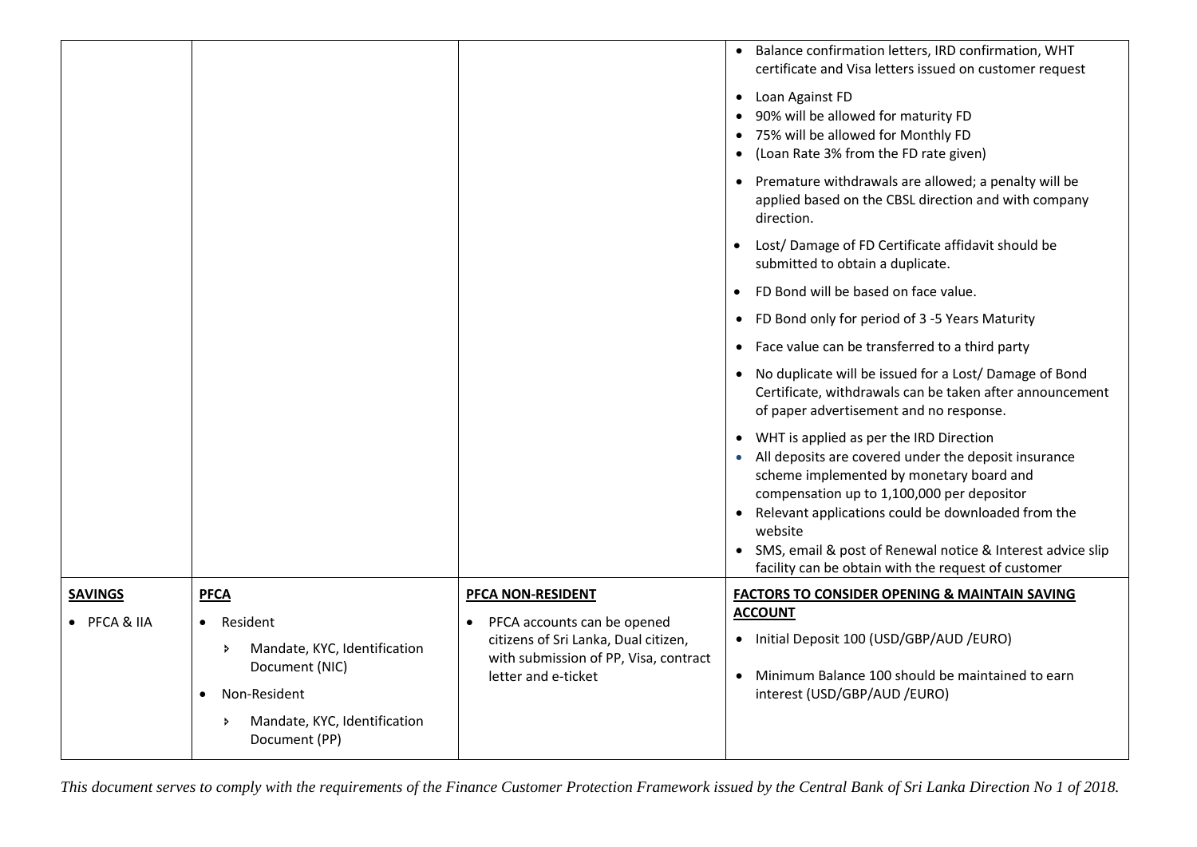| | | | |
|---|---|---|---|
| | | | • Balance confirmation letters, IRD confirmation, WHT certificate and Visa letters issued on customer request<br><br>• Loan Against FD<br>• 90% will be allowed for maturity FD<br>• 75% will be allowed for Monthly FD<br>• (Loan Rate 3% from the FD rate given)<br><br>• Premature withdrawals are allowed; a penalty will be applied based on the CBSL direction and with company direction.<br><br>• Lost/ Damage of FD Certificate affidavit should be submitted to obtain a duplicate.<br><br>• FD Bond will be based on face value.<br><br>• FD Bond only for period of 3 -5 Years Maturity<br><br>• Face value can be transferred to a third party<br><br>• No duplicate will be issued for a Lost/ Damage of Bond Certificate, withdrawals can be taken after announcement of paper advertisement and no response.<br><br>• WHT is applied as per the IRD Direction<br>• All deposits are covered under the deposit insurance scheme implemented by monetary board and compensation up to 1,100,000 per depositor<br>• Relevant applications could be downloaded from the website<br>• SMS, email & post of Renewal notice & Interest advice slip facility can be obtain with the request of customer |
| **<u>SAVINGS</u>**<br><br>• PFCA & IIA | **<u>PFCA</u>**<br><br>• Resident<br>  › Mandate, KYC, Identification Document (NIC)<br>• Non-Resident<br>  › Mandate, KYC, Identification Document (PP) | **<u>PFCA NON-RESIDENT</u>**<br><br>• PFCA accounts can be opened citizens of Sri Lanka, Dual citizen, with submission of PP, Visa, contract letter and e-ticket | **<u>FACTORS TO CONSIDER OPENING & MAINTAIN SAVING ACCOUNT</u>**<br><br>• Initial Deposit 100 (USD/GBP/AUD /EURO)<br><br>• Minimum Balance 100 should be maintained to earn interest (USD/GBP/AUD /EURO) |

*This document serves to comply with the requirements of the Finance Customer Protection Framework issued by the Central Bank of Sri Lanka Direction No 1 of 2018.*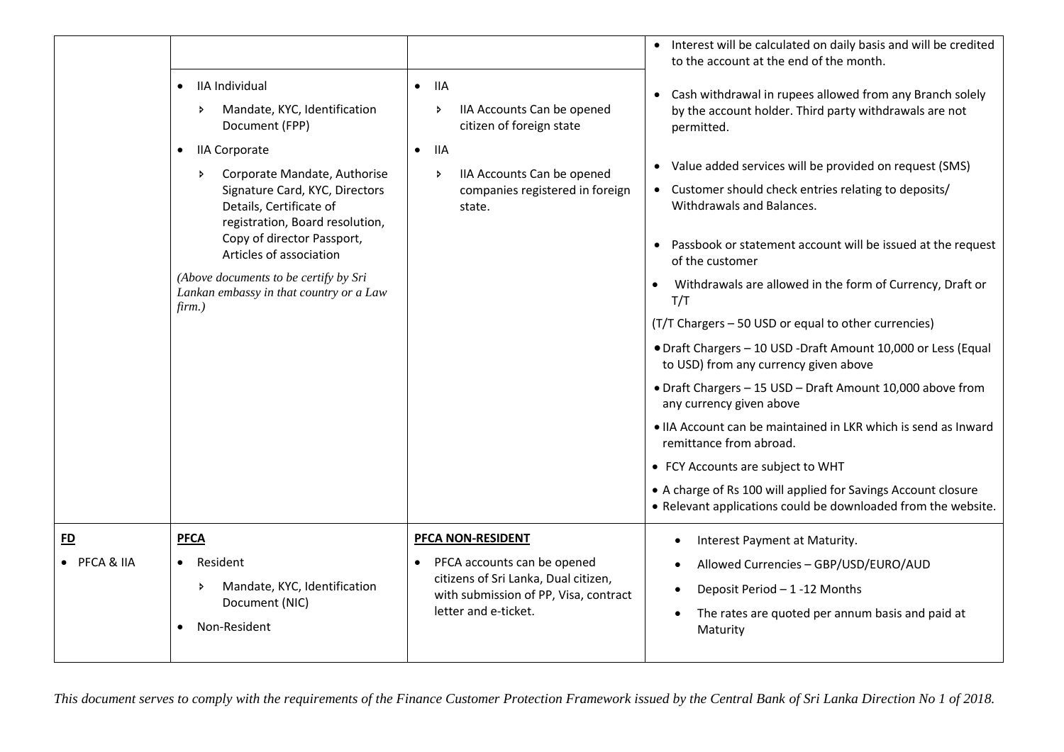| | | | |
|---|---|---|---|
| | | | • Interest will be calculated on daily basis and will be credited to the account at the end of the month. |
| | • IIA Individual<br>› Mandate, KYC, Identification Document (FPP)<br>• IIA Corporate<br>› Corporate Mandate, Authorise Signature Card, KYC, Directors Details, Certificate of registration, Board resolution, Copy of director Passport, Articles of association<br>*(Above documents to be certify by Sri Lankan embassy in that country or a Law firm.)* | • IIA<br>› IIA Accounts Can be opened citizen of foreign state<br>• IIA<br>› IIA Accounts Can be opened companies registered in foreign state. | • Cash withdrawal in rupees allowed from any Branch solely by the account holder. Third party withdrawals are not permitted.<br>• Value added services will be provided on request (SMS)<br>• Customer should check entries relating to deposits/ Withdrawals and Balances.<br>• Passbook or statement account will be issued at the request of the customer<br>• Withdrawals are allowed in the form of Currency, Draft or T/T<br>(T/T Chargers – 50 USD or equal to other currencies)<br>• Draft Chargers – 10 USD -Draft Amount 10,000 or Less (Equal to USD) from any currency given above<br>• Draft Chargers – 15 USD – Draft Amount 10,000 above from any currency given above<br>• IIA Account can be maintained in LKR which is send as Inward remittance from abroad.<br>• FCY Accounts are subject to WHT<br>• A charge of Rs 100 will applied for Savings Account closure<br>• Relevant applications could be downloaded from the website. |
| **FD**<br>• PFCA & IIA | **PFCA**<br>• Resident<br>› Mandate, KYC, Identification Document (NIC)<br>• Non-Resident | **PFCA NON-RESIDENT**<br>• PFCA accounts can be opened citizens of Sri Lanka, Dual citizen, with submission of PP, Visa, contract letter and e-ticket. | • Interest Payment at Maturity.<br>• Allowed Currencies – GBP/USD/EURO/AUD<br>• Deposit Period – 1 -12 Months<br>• The rates are quoted per annum basis and paid at Maturity |

*This document serves to comply with the requirements of the Finance Customer Protection Framework issued by the Central Bank of Sri Lanka Direction No 1 of 2018.*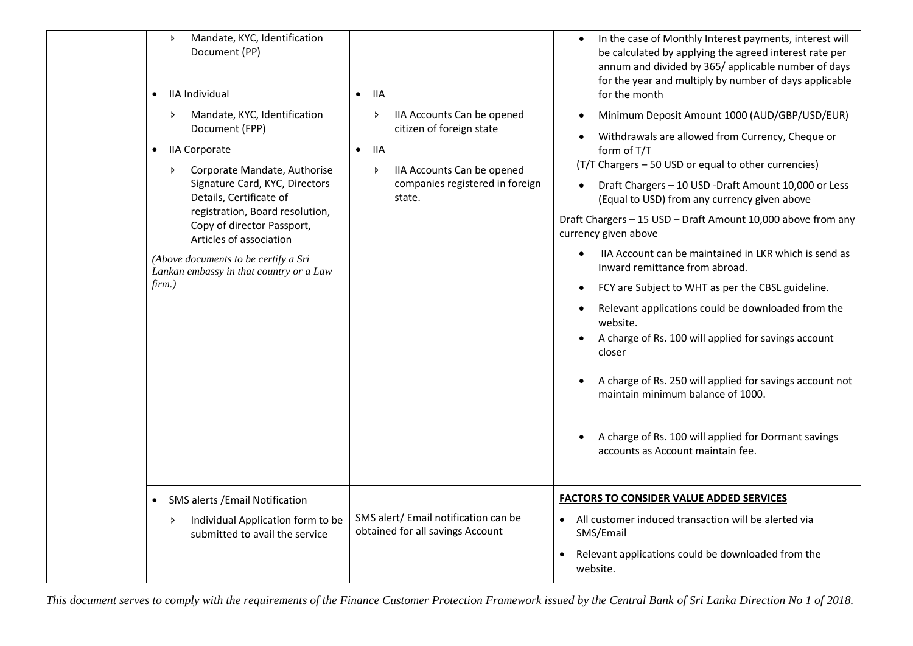| | | | |
|---|---|---|---|
| | › Mandate, KYC, Identification Document (PP) | | • In the case of Monthly Interest payments, interest will be calculated by applying the agreed interest rate per annum and divided by 365/ applicable number of days for the year and multiply by number of days applicable for the month<br>• Minimum Deposit Amount 1000 (AUD/GBP/USD/EUR)<br>• Withdrawals are allowed from Currency, Cheque or form of T/T<br>(T/T Chargers – 50 USD or equal to other currencies)<br>• Draft Chargers – 10 USD -Draft Amount 10,000 or Less (Equal to USD) from any currency given above<br>Draft Chargers – 15 USD – Draft Amount 10,000 above from any currency given above<br>• IIA Account can be maintained in LKR which is send as Inward remittance from abroad.<br>• FCY are Subject to WHT as per the CBSL guideline.<br>• Relevant applications could be downloaded from the website.<br>• A charge of Rs. 100 will applied for savings account closer<br>• A charge of Rs. 250 will applied for savings account not maintain minimum balance of 1000.<br>• A charge of Rs. 100 will applied for Dormant savings accounts as Account maintain fee. |
| | • IIA Individual<br>› Mandate, KYC, Identification Document (FPP)<br>• IIA Corporate<br>› Corporate Mandate, Authorise Signature Card, KYC, Directors Details, Certificate of registration, Board resolution, Copy of director Passport, Articles of association<br>*(Above documents to be certify a Sri Lankan embassy in that country or a Law firm.)* | • IIA<br>› IIA Accounts Can be opened citizen of foreign state<br>• IIA<br>› IIA Accounts Can be opened companies registered in foreign state. | |
| | • SMS alerts /Email Notification<br>› Individual Application form to be submitted to avail the service | SMS alert/ Email notification can be obtained for all savings Account | **FACTORS TO CONSIDER VALUE ADDED SERVICES**<br>• All customer induced transaction will be alerted via SMS/Email<br>• Relevant applications could be downloaded from the website. |

*This document serves to comply with the requirements of the Finance Customer Protection Framework issued by the Central Bank of Sri Lanka Direction No 1 of 2018.*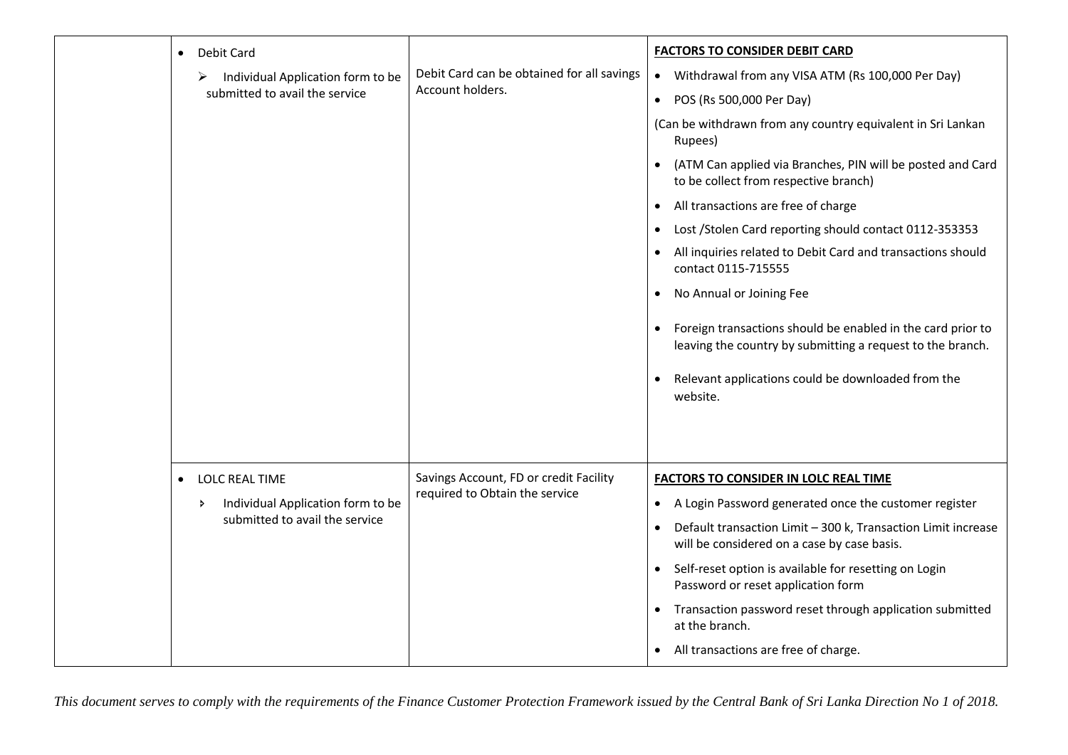| | | | |
|---|---|---|---|
| | • Debit Card<br>➢ Individual Application form to be submitted to avail the service | Debit Card can be obtained for all savings Account holders. | **<u>FACTORS TO CONSIDER DEBIT CARD</u>**<br>• Withdrawal from any VISA ATM (Rs 100,000 Per Day)<br>• POS (Rs 500,000 Per Day)<br>(Can be withdrawn from any country equivalent in Sri Lankan Rupees)<br>• (ATM Can applied via Branches, PIN will be posted and Card to be collect from respective branch)<br>• All transactions are free of charge<br>• Lost /Stolen Card reporting should contact 0112-353353<br>• All inquiries related to Debit Card and transactions should contact 0115-715555<br>• No Annual or Joining Fee<br>• Foreign transactions should be enabled in the card prior to leaving the country by submitting a request to the branch.<br>• Relevant applications could be downloaded from the website. |
| | • LOLC REAL TIME<br>➢ Individual Application form to be submitted to avail the service | Savings Account, FD or credit Facility required to Obtain the service | **<u>FACTORS TO CONSIDER IN LOLC REAL TIME</u>**<br>• A Login Password generated once the customer register<br>• Default transaction Limit – 300 k, Transaction Limit increase will be considered on a case by case basis.<br>• Self-reset option is available for resetting on Login Password or reset application form<br>• Transaction password reset through application submitted at the branch.<br>• All transactions are free of charge. |

*This document serves to comply with the requirements of the Finance Customer Protection Framework issued by the Central Bank of Sri Lanka Direction No 1 of 2018.*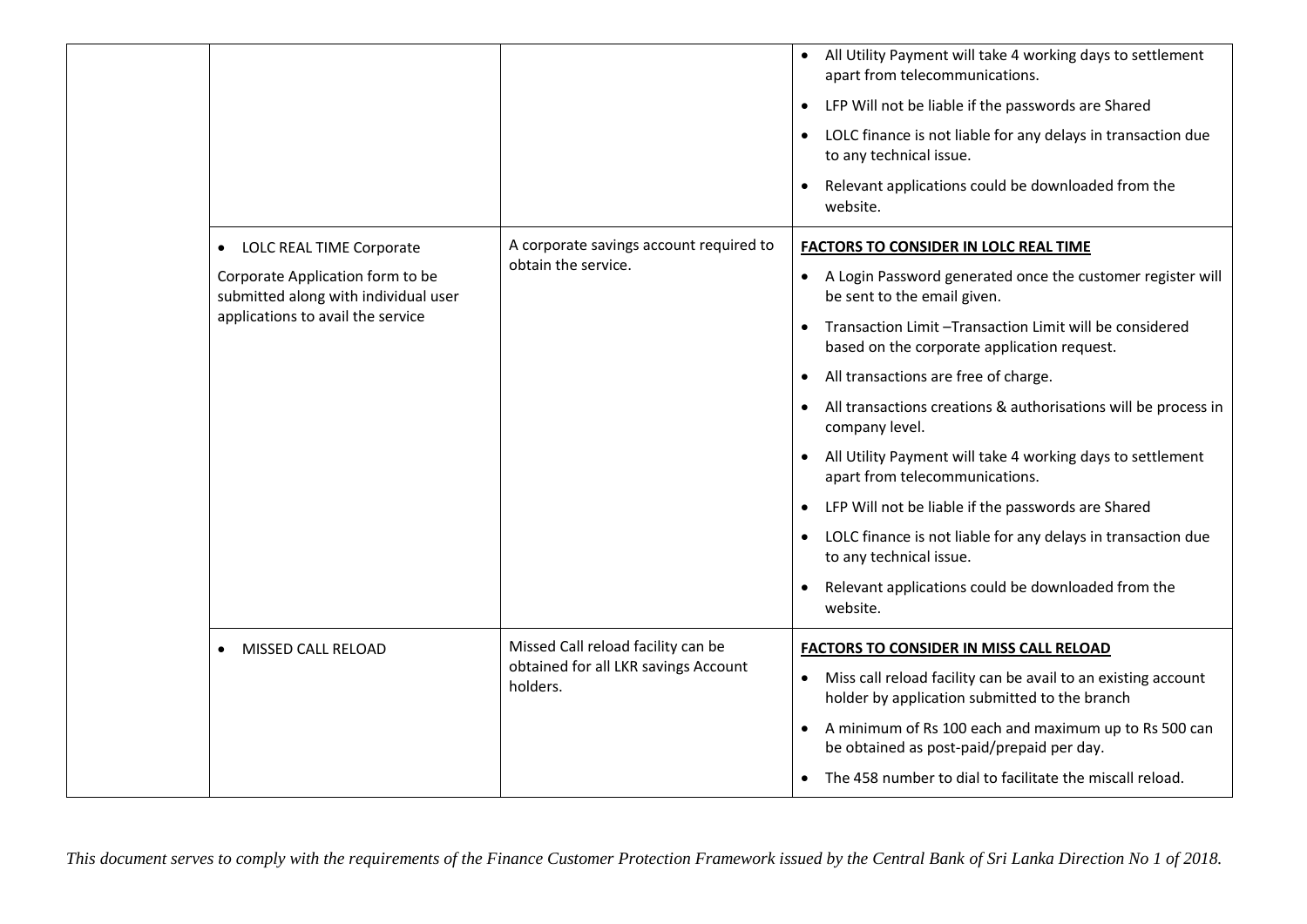| | | | |
|---|---|---|---|
| | | | • All Utility Payment will take 4 working days to settlement apart from telecommunications.<br>• LFP Will not be liable if the passwords are Shared<br>• LOLC finance is not liable for any delays in transaction due to any technical issue.<br>• Relevant applications could be downloaded from the website. |
| | • LOLC REAL TIME Corporate<br>Corporate Application form to be submitted along with individual user applications to avail the service | A corporate savings account required to obtain the service. | **FACTORS TO CONSIDER IN LOLC REAL TIME**<br>• A Login Password generated once the customer register will be sent to the email given.<br>• Transaction Limit –Transaction Limit will be considered based on the corporate application request.<br>• All transactions are free of charge.<br>• All transactions creations & authorisations will be process in company level.<br>• All Utility Payment will take 4 working days to settlement apart from telecommunications.<br>• LFP Will not be liable if the passwords are Shared<br>• LOLC finance is not liable for any delays in transaction due to any technical issue.<br>• Relevant applications could be downloaded from the website. |
| | • MISSED CALL RELOAD | Missed Call reload facility can be obtained for all LKR savings Account holders. | **FACTORS TO CONSIDER IN MISS CALL RELOAD**<br>• Miss call reload facility can be avail to an existing account holder by application submitted to the branch<br>• A minimum of Rs 100 each and maximum up to Rs 500 can be obtained as post-paid/prepaid per day.<br>• The 458 number to dial to facilitate the miscall reload. |

*This document serves to comply with the requirements of the Finance Customer Protection Framework issued by the Central Bank of Sri Lanka Direction No 1 of 2018.*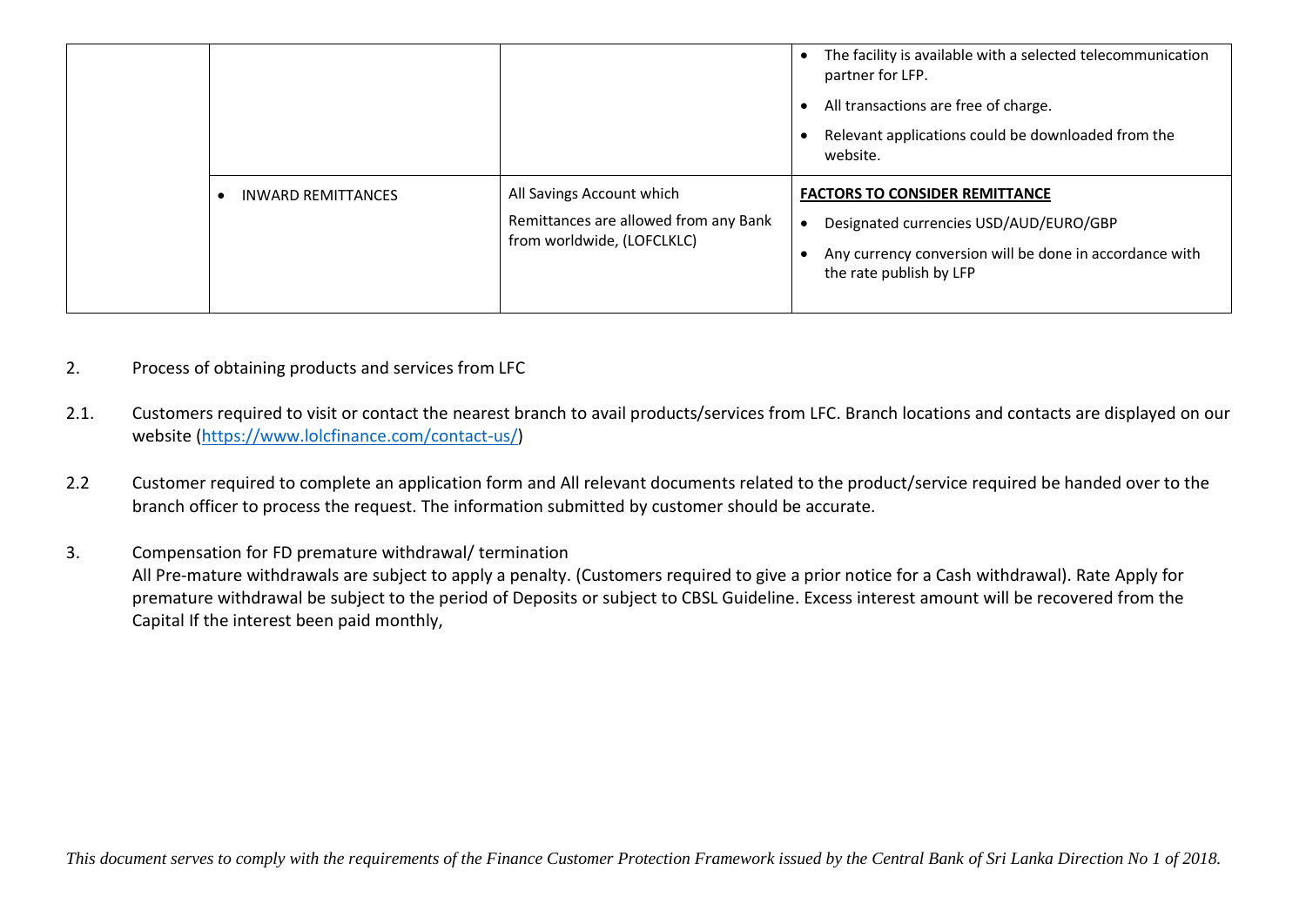| | | | |
|---|---|---|---|
| | | | • The facility is available with a selected telecommunication partner for LFP.<br>• All transactions are free of charge.<br>• Relevant applications could be downloaded from the website. |
| | • INWARD REMITTANCES | All Savings Account which<br>Remittances are allowed from any Bank from worldwide, (LOFCLKLC) | **FACTORS TO CONSIDER REMITTANCE**<br>• Designated currencies USD/AUD/EURO/GBP<br>• Any currency conversion will be done in accordance with the rate publish by LFP |

2. Process of obtaining products and services from LFC

2.1. Customers required to visit or contact the nearest branch to avail products/services from LFC. Branch locations and contacts are displayed on our website (https://www.lolcfinance.com/contact-us/)

2.2 Customer required to complete an application form and All relevant documents related to the product/service required be handed over to the branch officer to process the request. The information submitted by customer should be accurate.

3. Compensation for FD premature withdrawal/ termination

All Pre-mature withdrawals are subject to apply a penalty. (Customers required to give a prior notice for a Cash withdrawal). Rate Apply for premature withdrawal be subject to the period of Deposits or subject to CBSL Guideline. Excess interest amount will be recovered from the Capital If the interest been paid monthly,

*This document serves to comply with the requirements of the Finance Customer Protection Framework issued by the Central Bank of Sri Lanka Direction No 1 of 2018.*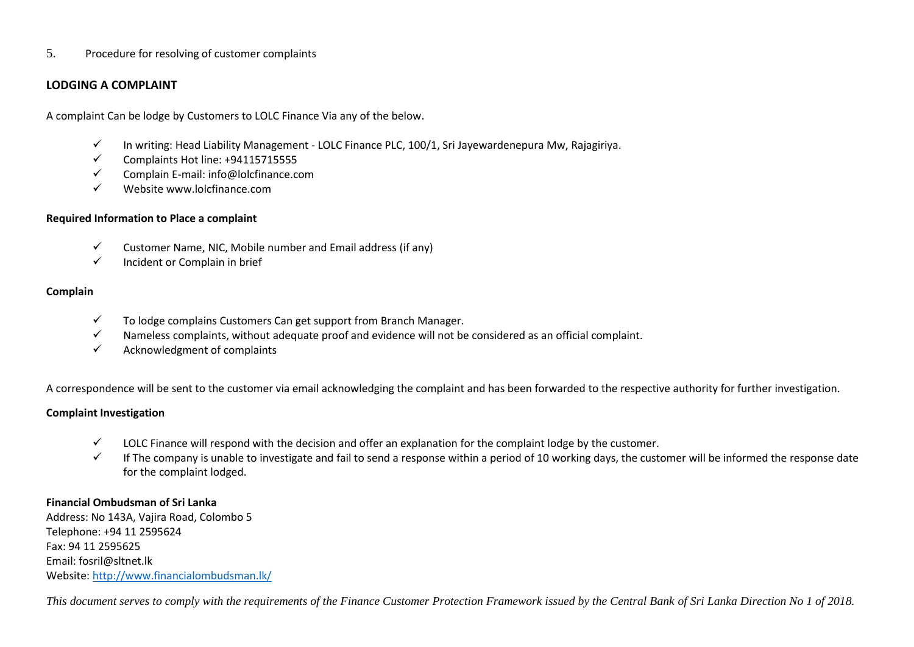5. Procedure for resolving of customer complaints

## LODGING A COMPLAINT

A complaint Can be lodge by Customers to LOLC Finance Via any of the below.

- ✓ In writing: Head Liability Management - LOLC Finance PLC, 100/1, Sri Jayewardenepura Mw, Rajagiriya.
- ✓ Complaints Hot line: +94115715555
- ✓ Complain E-mail: info@lolcfinance.com
- ✓ Website www.lolcfinance.com

### Required Information to Place a complaint

- ✓ Customer Name, NIC, Mobile number and Email address (if any)
- ✓ Incident or Complain in brief

### Complain

- ✓ To lodge complains Customers Can get support from Branch Manager.
- ✓ Nameless complaints, without adequate proof and evidence will not be considered as an official complaint.
- ✓ Acknowledgment of complaints

A correspondence will be sent to the customer via email acknowledging the complaint and has been forwarded to the respective authority for further investigation.

### Complaint Investigation

- ✓ LOLC Finance will respond with the decision and offer an explanation for the complaint lodge by the customer.
- ✓ If The company is unable to investigate and fail to send a response within a period of 10 working days, the customer will be informed the response date for the complaint lodged.

**Financial Ombudsman of Sri Lanka**
Address: No 143A, Vajira Road, Colombo 5
Telephone: +94 11 2595624
Fax: 94 11 2595625
Email: fosril@sltnet.lk
Website: http://www.financialombudsman.lk/

*This document serves to comply with the requirements of the Finance Customer Protection Framework issued by the Central Bank of Sri Lanka Direction No 1 of 2018.*